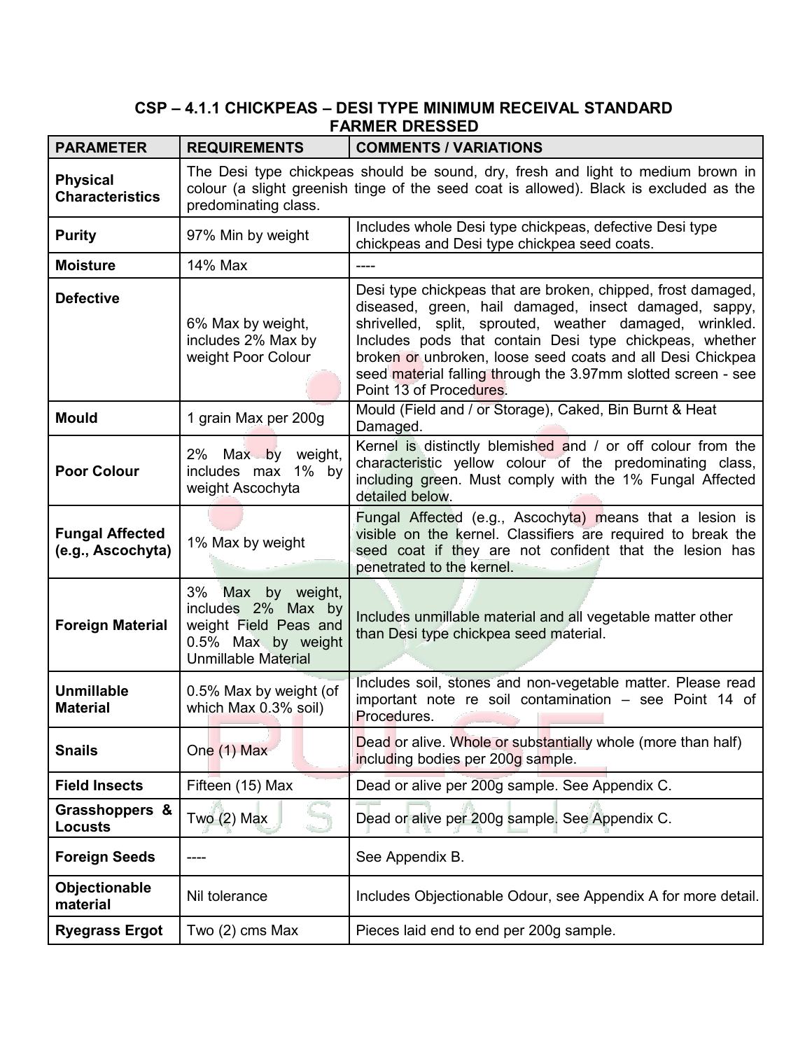# CSP – 4.1.1 CHICKPEAS – DESI TYPE MINIMUM RECEIVAL STANDARD FARMER DRESSED

| PARAMETER | REQUIREMENTS | COMMENTS / VARIATIONS |
|---|---|---|
| **Physical Characteristics** | The Desi type chickpeas should be sound, dry, fresh and light to medium brown in colour (a slight greenish tinge of the seed coat is allowed). Black is excluded as the predominating class. | |
| **Purity** | 97% Min by weight | Includes whole Desi type chickpeas, defective Desi type chickpeas and Desi type chickpea seed coats. |
| **Moisture** | 14% Max | ---- |
| **Defective** | 6% Max by weight, includes 2% Max by weight Poor Colour | Desi type chickpeas that are broken, chipped, frost damaged, diseased, green, hail damaged, insect damaged, sappy, shrivelled, split, sprouted, weather damaged, wrinkled. Includes pods that contain Desi type chickpeas, whether broken or unbroken, loose seed coats and all Desi Chickpea seed material falling through the 3.97mm slotted screen - see Point 13 of Procedures. |
| **Mould** | 1 grain Max per 200g | Mould (Field and / or Storage), Caked, Bin Burnt & Heat Damaged. |
| **Poor Colour** | 2% Max by weight, includes max 1% by weight Ascochyta | Kernel is distinctly blemished and / or off colour from the characteristic yellow colour of the predominating class, including green. Must comply with the 1% Fungal Affected detailed below. |
| **Fungal Affected (e.g., Ascochyta)** | 1% Max by weight | Fungal Affected (e.g., Ascochyta) means that a lesion is visible on the kernel. Classifiers are required to break the seed coat if they are not confident that the lesion has penetrated to the kernel. |
| **Foreign Material** | 3% Max by weight, includes 2% Max by weight Field Peas and 0.5% Max by weight Unmillable Material | Includes unmillable material and all vegetable matter other than Desi type chickpea seed material. |
| **Unmillable Material** | 0.5% Max by weight (of which Max 0.3% soil) | Includes soil, stones and non-vegetable matter. Please read important note re soil contamination – see Point 14 of Procedures. |
| **Snails** | One (1) Max | Dead or alive. Whole or substantially whole (more than half) including bodies per 200g sample. |
| **Field Insects** | Fifteen (15) Max | Dead or alive per 200g sample. See Appendix C. |
| **Grasshoppers & Locusts** | Two (2) Max | Dead or alive per 200g sample. See Appendix C. |
| **Foreign Seeds** | ---- | See Appendix B. |
| **Objectionable material** | Nil tolerance | Includes Objectionable Odour, see Appendix A for more detail. |
| **Ryegrass Ergot** | Two (2) cms Max | Pieces laid end to end per 200g sample. |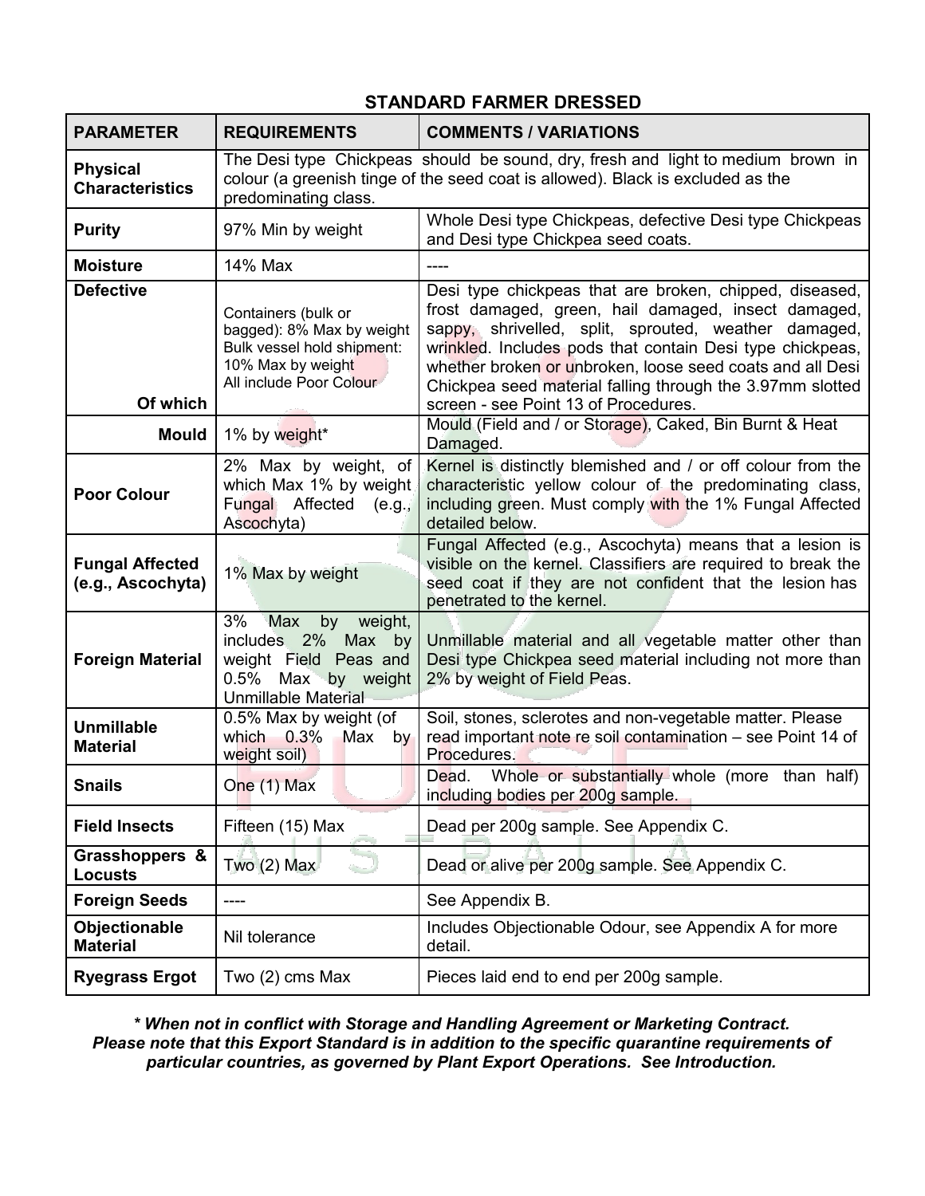## STANDARD FARMER DRESSED

| PARAMETER | REQUIREMENTS | COMMENTS / VARIATIONS |
|---|---|---|
| **Physical Characteristics** | The Desi type Chickpeas should be sound, dry, fresh and light to medium brown in colour (a greenish tinge of the seed coat is allowed). Black is excluded as the predominating class. | |
| **Purity** | 97% Min by weight | Whole Desi type Chickpeas, defective Desi type Chickpeas and Desi type Chickpea seed coats. |
| **Moisture** | 14% Max | ---- |
| **Defective** <br> **Of which** | Containers (bulk or bagged): 8% Max by weight <br> Bulk vessel hold shipment: 10% Max by weight <br> All include Poor Colour | Desi type chickpeas that are broken, chipped, diseased, frost damaged, green, hail damaged, insect damaged, sappy, shrivelled, split, sprouted, weather damaged, wrinkled. Includes pods that contain Desi type chickpeas, whether broken or unbroken, loose seed coats and all Desi Chickpea seed material falling through the 3.97mm slotted screen - see Point 13 of Procedures. |
| **Mould** | 1% by weight* | Mould (Field and / or Storage), Caked, Bin Burnt & Heat Damaged. |
| **Poor Colour** | 2% Max by weight, of which Max 1% by weight Fungal Affected (e.g., Ascochyta) | Kernel is distinctly blemished and / or off colour from the characteristic yellow colour of the predominating class, including green. Must comply with the 1% Fungal Affected detailed below. |
| **Fungal Affected (e.g., Ascochyta)** | 1% Max by weight | Fungal Affected (e.g., Ascochyta) means that a lesion is visible on the kernel. Classifiers are required to break the seed coat if they are not confident that the lesion has penetrated to the kernel. |
| **Foreign Material** | 3% Max by weight, includes 2% Max by weight Field Peas and 0.5% Max by weight Unmillable Material | Unmillable material and all vegetable matter other than Desi type Chickpea seed material including not more than 2% by weight of Field Peas. |
| **Unmillable Material** | 0.5% Max by weight (of which 0.3% Max by weight soil) | Soil, stones, sclerotes and non-vegetable matter. Please read important note re soil contamination – see Point 14 of Procedures. |
| **Snails** | One (1) Max | Dead. Whole or substantially whole (more than half) including bodies per 200g sample. |
| **Field Insects** | Fifteen (15) Max | Dead per 200g sample. See Appendix C. |
| **Grasshoppers & Locusts** | Two (2) Max | Dead or alive per 200g sample. See Appendix C. |
| **Foreign Seeds** | ---- | See Appendix B. |
| **Objectionable Material** | Nil tolerance | Includes Objectionable Odour, see Appendix A for more detail. |
| **Ryegrass Ergot** | Two (2) cms Max | Pieces laid end to end per 200g sample. |

***\* When not in conflict with Storage and Handling Agreement or Marketing Contract.***
***Please note that this Export Standard is in addition to the specific quarantine requirements of particular countries, as governed by Plant Export Operations. See Introduction.***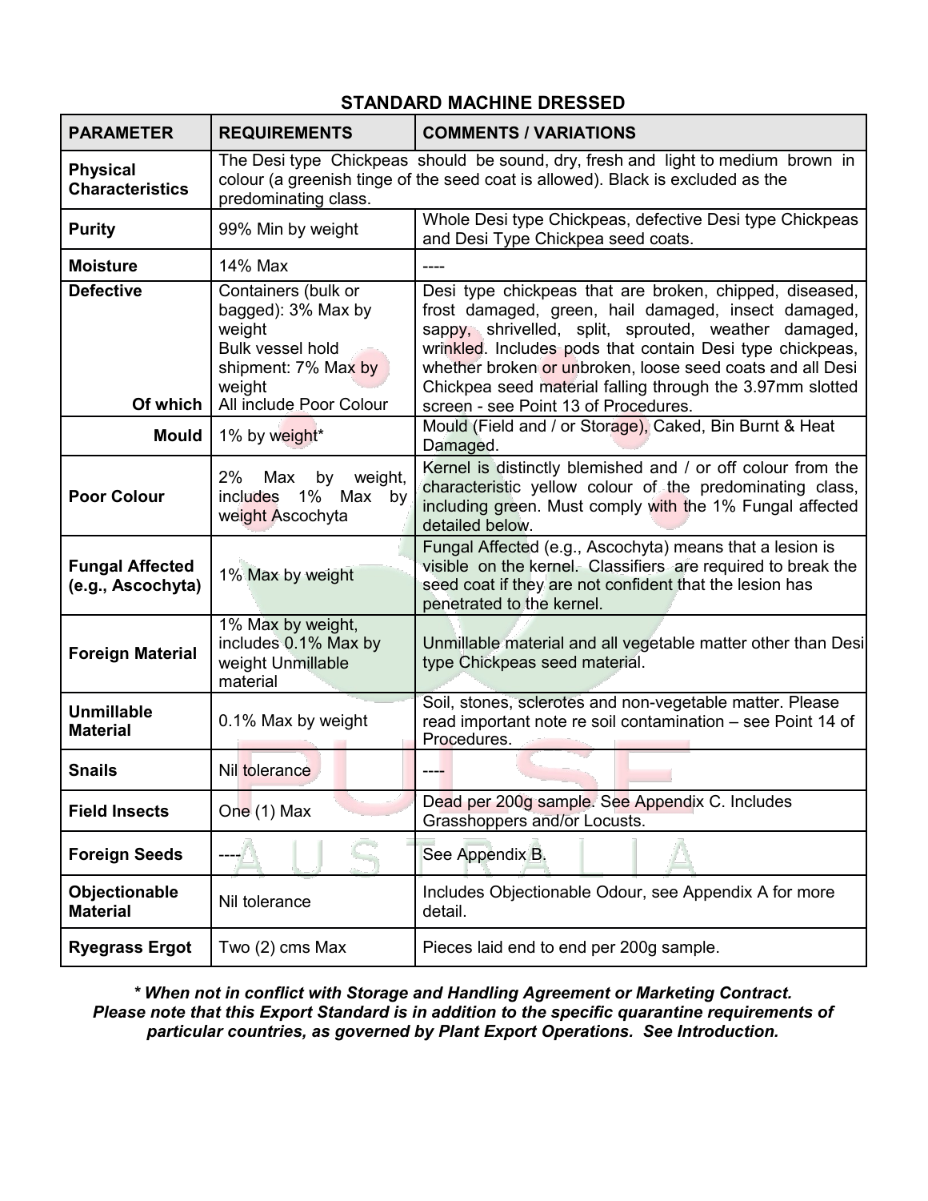## STANDARD MACHINE DRESSED

| PARAMETER | REQUIREMENTS | COMMENTS / VARIATIONS |
|---|---|---|
| **Physical Characteristics** | The Desi type Chickpeas should be sound, dry, fresh and light to medium brown in colour (a greenish tinge of the seed coat is allowed). Black is excluded as the predominating class. | |
| **Purity** | 99% Min by weight | Whole Desi type Chickpeas, defective Desi type Chickpeas and Desi Type Chickpea seed coats. |
| **Moisture** | 14% Max | ---- |
| **Defective** | Containers (bulk or bagged): 3% Max by weight<br>Bulk vessel hold shipment: 7% Max by weight | Desi type chickpeas that are broken, chipped, diseased, frost damaged, green, hail damaged, insect damaged, sappy, shrivelled, split, sprouted, weather damaged, wrinkled. Includes pods that contain Desi type chickpeas, whether broken or unbroken, loose seed coats and all Desi Chickpea seed material falling through the 3.97mm slotted screen - see Point 13 of Procedures. |
| **Of which** | All include Poor Colour | |
| **Mould** | 1% by weight* | Mould (Field and / or Storage), Caked, Bin Burnt & Heat Damaged. |
| **Poor Colour** | 2% Max by weight, includes 1% Max by weight Ascochyta | Kernel is distinctly blemished and / or off colour from the characteristic yellow colour of the predominating class, including green. Must comply with the 1% Fungal affected detailed below. |
| **Fungal Affected (e.g., Ascochyta)** | 1% Max by weight | Fungal Affected (e.g., Ascochyta) means that a lesion is visible on the kernel. Classifiers are required to break the seed coat if they are not confident that the lesion has penetrated to the kernel. |
| **Foreign Material** | 1% Max by weight, includes 0.1% Max by weight Unmillable material | Unmillable material and all vegetable matter other than Desi type Chickpeas seed material. |
| **Unmillable Material** | 0.1% Max by weight | Soil, stones, sclerotes and non-vegetable matter. Please read important note re soil contamination – see Point 14 of Procedures. |
| **Snails** | Nil tolerance | ---- |
| **Field Insects** | One (1) Max | Dead per 200g sample. See Appendix C. Includes Grasshoppers and/or Locusts. |
| **Foreign Seeds** | ---- | See Appendix B. |
| **Objectionable Material** | Nil tolerance | Includes Objectionable Odour, see Appendix A for more detail. |
| **Ryegrass Ergot** | Two (2) cms Max | Pieces laid end to end per 200g sample. |

***\* When not in conflict with Storage and Handling Agreement or Marketing Contract.***
***Please note that this Export Standard is in addition to the specific quarantine requirements of particular countries, as governed by Plant Export Operations. See Introduction.***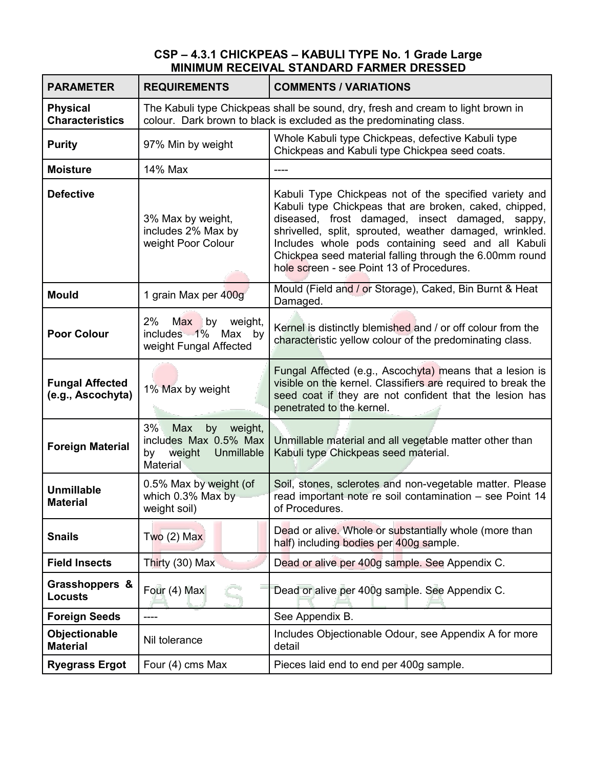## CSP – 4.3.1 CHICKPEAS – KABULI TYPE No. 1 Grade Large
## MINIMUM RECEIVAL STANDARD FARMER DRESSED

| PARAMETER | REQUIREMENTS | COMMENTS / VARIATIONS |
|---|---|---|
| **Physical Characteristics** | The Kabuli type Chickpeas shall be sound, dry, fresh and cream to light brown in colour. Dark brown to black is excluded as the predominating class. | |
| **Purity** | 97% Min by weight | Whole Kabuli type Chickpeas, defective Kabuli type Chickpeas and Kabuli type Chickpea seed coats. |
| **Moisture** | 14% Max | ---- |
| **Defective** | 3% Max by weight, includes 2% Max by weight Poor Colour | Kabuli Type Chickpeas not of the specified variety and Kabuli type Chickpeas that are broken, caked, chipped, diseased, frost damaged, insect damaged, sappy, shrivelled, split, sprouted, weather damaged, wrinkled. Includes whole pods containing seed and all Kabuli Chickpea seed material falling through the 6.00mm round hole screen - see Point 13 of Procedures. |
| **Mould** | 1 grain Max per 400g | Mould (Field and / or Storage), Caked, Bin Burnt & Heat Damaged. |
| **Poor Colour** | 2% Max by weight, includes 1% Max by weight Fungal Affected | Kernel is distinctly blemished and / or off colour from the characteristic yellow colour of the predominating class. |
| **Fungal Affected (e.g., Ascochyta)** | 1% Max by weight | Fungal Affected (e.g., Ascochyta) means that a lesion is visible on the kernel. Classifiers are required to break the seed coat if they are not confident that the lesion has penetrated to the kernel. |
| **Foreign Material** | 3% Max by weight, includes Max 0.5% Max by weight Unmillable Material | Unmillable material and all vegetable matter other than Kabuli type Chickpeas seed material. |
| **Unmillable Material** | 0.5% Max by weight (of which 0.3% Max by weight soil) | Soil, stones, sclerotes and non-vegetable matter. Please read important note re soil contamination – see Point 14 of Procedures. |
| **Snails** | Two (2) Max | Dead or alive. Whole or substantially whole (more than half) including bodies per 400g sample. |
| **Field Insects** | Thirty (30) Max | Dead or alive per 400g sample. See Appendix C. |
| **Grasshoppers & Locusts** | Four (4) Max | Dead or alive per 400g sample. See Appendix C. |
| **Foreign Seeds** | ---- | See Appendix B. |
| **Objectionable Material** | Nil tolerance | Includes Objectionable Odour, see Appendix A for more detail |
| **Ryegrass Ergot** | Four (4) cms Max | Pieces laid end to end per 400g sample. |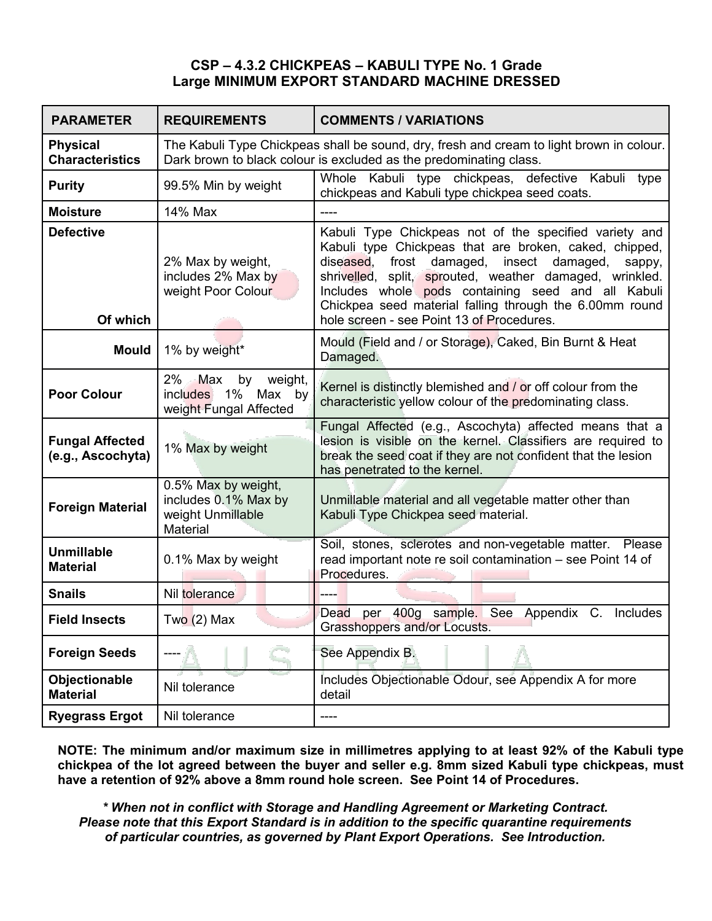# CSP – 4.3.2 CHICKPEAS – KABULI TYPE No. 1 Grade Large MINIMUM EXPORT STANDARD MACHINE DRESSED

| PARAMETER | REQUIREMENTS | COMMENTS / VARIATIONS |
|---|---|---|
| **Physical Characteristics** | The Kabuli Type Chickpeas shall be sound, dry, fresh and cream to light brown in colour. Dark brown to black colour is excluded as the predominating class. | |
| **Purity** | 99.5% Min by weight | Whole Kabuli type chickpeas, defective Kabuli type chickpeas and Kabuli type chickpea seed coats. |
| **Moisture** | 14% Max | ---- |
| **Defective** <br> **Of which** | 2% Max by weight, includes 2% Max by weight Poor Colour | Kabuli Type Chickpeas not of the specified variety and Kabuli type Chickpeas that are broken, caked, chipped, diseased, frost damaged, insect damaged, sappy, shrivelled, split, sprouted, weather damaged, wrinkled. Includes whole pods containing seed and all Kabuli Chickpea seed material falling through the 6.00mm round hole screen - see Point 13 of Procedures. |
| **Mould** | 1% by weight* | Mould (Field and / or Storage), Caked, Bin Burnt & Heat Damaged. |
| **Poor Colour** | 2% Max by weight, includes 1% Max by weight Fungal Affected | Kernel is distinctly blemished and / or off colour from the characteristic yellow colour of the predominating class. |
| **Fungal Affected (e.g., Ascochyta)** | 1% Max by weight | Fungal Affected (e.g., Ascochyta) affected means that a lesion is visible on the kernel. Classifiers are required to break the seed coat if they are not confident that the lesion has penetrated to the kernel. |
| **Foreign Material** | 0.5% Max by weight, includes 0.1% Max by weight Unmillable Material | Unmillable material and all vegetable matter other than Kabuli Type Chickpea seed material. |
| **Unmillable Material** | 0.1% Max by weight | Soil, stones, sclerotes and non-vegetable matter. Please read important note re soil contamination – see Point 14 of Procedures. |
| **Snails** | Nil tolerance | ---- |
| **Field Insects** | Two (2) Max | Dead per 400g sample. See Appendix C. Includes Grasshoppers and/or Locusts. |
| **Foreign Seeds** | ---- | See Appendix B. |
| **Objectionable Material** | Nil tolerance | Includes Objectionable Odour, see Appendix A for more detail |
| **Ryegrass Ergot** | Nil tolerance | ---- |

**NOTE: The minimum and/or maximum size in millimetres applying to at least 92% of the Kabuli type chickpea of the lot agreed between the buyer and seller e.g. 8mm sized Kabuli type chickpeas, must have a retention of 92% above a 8mm round hole screen. See Point 14 of Procedures.**

***\* When not in conflict with Storage and Handling Agreement or Marketing Contract. Please note that this Export Standard is in addition to the specific quarantine requirements of particular countries, as governed by Plant Export Operations. See Introduction.***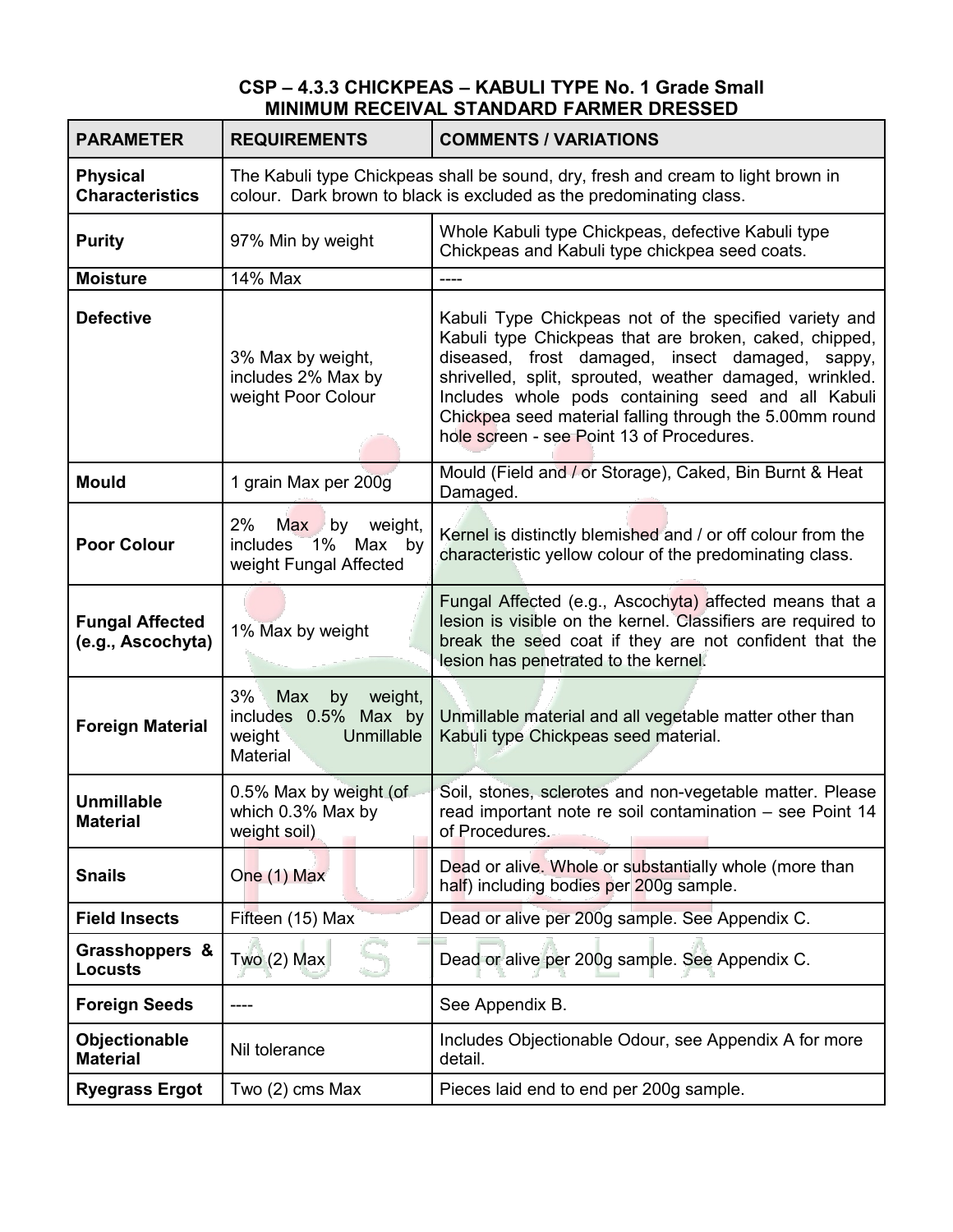## CSP – 4.3.3 CHICKPEAS – KABULI TYPE No. 1 Grade Small
## MINIMUM RECEIVAL STANDARD FARMER DRESSED

| PARAMETER | REQUIREMENTS | COMMENTS / VARIATIONS |
|---|---|---|
| **Physical Characteristics** | The Kabuli type Chickpeas shall be sound, dry, fresh and cream to light brown in colour. Dark brown to black is excluded as the predominating class. | |
| **Purity** | 97% Min by weight | Whole Kabuli type Chickpeas, defective Kabuli type Chickpeas and Kabuli type chickpea seed coats. |
| **Moisture** | 14% Max | ---- |
| **Defective** | 3% Max by weight, includes 2% Max by weight Poor Colour | Kabuli Type Chickpeas not of the specified variety and Kabuli type Chickpeas that are broken, caked, chipped, diseased, frost damaged, insect damaged, sappy, shrivelled, split, sprouted, weather damaged, wrinkled. Includes whole pods containing seed and all Kabuli Chickpea seed material falling through the 5.00mm round hole screen - see Point 13 of Procedures. |
| **Mould** | 1 grain Max per 200g | Mould (Field and / or Storage), Caked, Bin Burnt & Heat Damaged. |
| **Poor Colour** | 2% Max by weight, includes 1% Max by weight Fungal Affected | Kernel is distinctly blemished and / or off colour from the characteristic yellow colour of the predominating class. |
| **Fungal Affected (e.g., Ascochyta)** | 1% Max by weight | Fungal Affected (e.g., Ascochyta) affected means that a lesion is visible on the kernel. Classifiers are required to break the seed coat if they are not confident that the lesion has penetrated to the kernel. |
| **Foreign Material** | 3% Max by weight, includes 0.5% Max by weight Unmillable Material | Unmillable material and all vegetable matter other than Kabuli type Chickpeas seed material. |
| **Unmillable Material** | 0.5% Max by weight (of which 0.3% Max by weight soil) | Soil, stones, sclerotes and non-vegetable matter. Please read important note re soil contamination – see Point 14 of Procedures. |
| **Snails** | One (1) Max | Dead or alive. Whole or substantially whole (more than half) including bodies per 200g sample. |
| **Field Insects** | Fifteen (15) Max | Dead or alive per 200g sample. See Appendix C. |
| **Grasshoppers & Locusts** | Two (2) Max | Dead or alive per 200g sample. See Appendix C. |
| **Foreign Seeds** | ---- | See Appendix B. |
| **Objectionable Material** | Nil tolerance | Includes Objectionable Odour, see Appendix A for more detail. |
| **Ryegrass Ergot** | Two (2) cms Max | Pieces laid end to end per 200g sample. |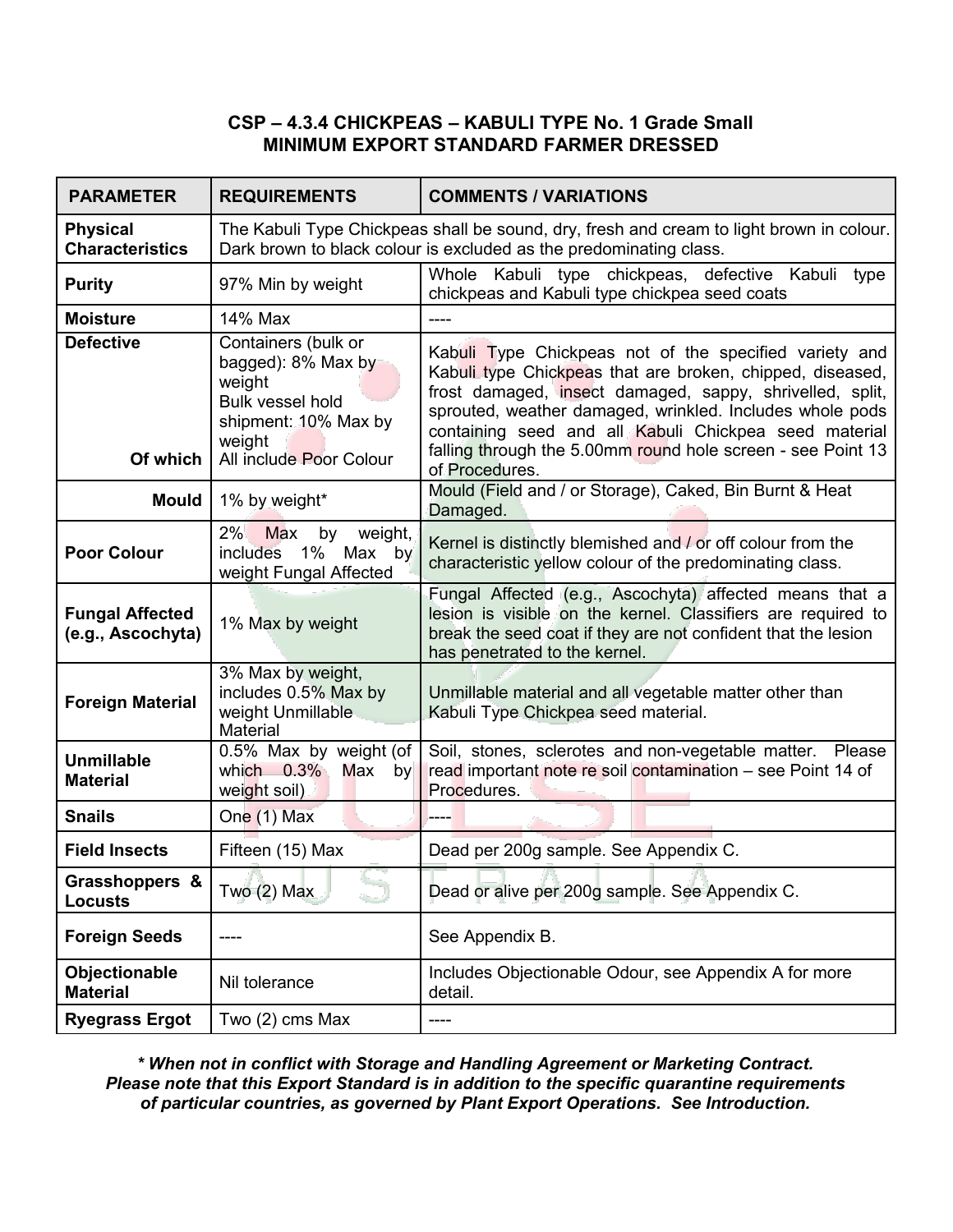## CSP – 4.3.4 CHICKPEAS – KABULI TYPE No. 1 Grade Small
## MINIMUM EXPORT STANDARD FARMER DRESSED

| PARAMETER | REQUIREMENTS | COMMENTS / VARIATIONS |
|---|---|---|
| **Physical Characteristics** | The Kabuli Type Chickpeas shall be sound, dry, fresh and cream to light brown in colour. Dark brown to black colour is excluded as the predominating class. | |
| **Purity** | 97% Min by weight | Whole Kabuli type chickpeas, defective Kabuli type chickpeas and Kabuli type chickpea seed coats |
| **Moisture** | 14% Max | ---- |
| **Defective**<br><br>**Of which** | Containers (bulk or bagged): 8% Max by weight<br>Bulk vessel hold shipment: 10% Max by weight<br>All include Poor Colour | Kabuli Type Chickpeas not of the specified variety and Kabuli type Chickpeas that are broken, chipped, diseased, frost damaged, insect damaged, sappy, shrivelled, split, sprouted, weather damaged, wrinkled. Includes whole pods containing seed and all Kabuli Chickpea seed material falling through the 5.00mm round hole screen - see Point 13 of Procedures. |
| **Mould** | 1% by weight* | Mould (Field and / or Storage), Caked, Bin Burnt & Heat Damaged. |
| **Poor Colour** | 2% Max by weight, includes 1% Max by weight Fungal Affected | Kernel is distinctly blemished and / or off colour from the characteristic yellow colour of the predominating class. |
| **Fungal Affected (e.g., Ascochyta)** | 1% Max by weight | Fungal Affected (e.g., Ascochyta) affected means that a lesion is visible on the kernel. Classifiers are required to break the seed coat if they are not confident that the lesion has penetrated to the kernel. |
| **Foreign Material** | 3% Max by weight, includes 0.5% Max by weight Unmillable Material | Unmillable material and all vegetable matter other than Kabuli Type Chickpea seed material. |
| **Unmillable Material** | 0.5% Max by weight (of which 0.3% Max by weight soil) | Soil, stones, sclerotes and non-vegetable matter. Please read important note re soil contamination – see Point 14 of Procedures. |
| **Snails** | One (1) Max | ---- |
| **Field Insects** | Fifteen (15) Max | Dead per 200g sample. See Appendix C. |
| **Grasshoppers & Locusts** | Two (2) Max | Dead or alive per 200g sample. See Appendix C. |
| **Foreign Seeds** | ---- | See Appendix B. |
| **Objectionable Material** | Nil tolerance | Includes Objectionable Odour, see Appendix A for more detail. |
| **Ryegrass Ergot** | Two (2) cms Max | ---- |

***\* When not in conflict with Storage and Handling Agreement or Marketing Contract.***
***Please note that this Export Standard is in addition to the specific quarantine requirements of particular countries, as governed by Plant Export Operations. See Introduction.***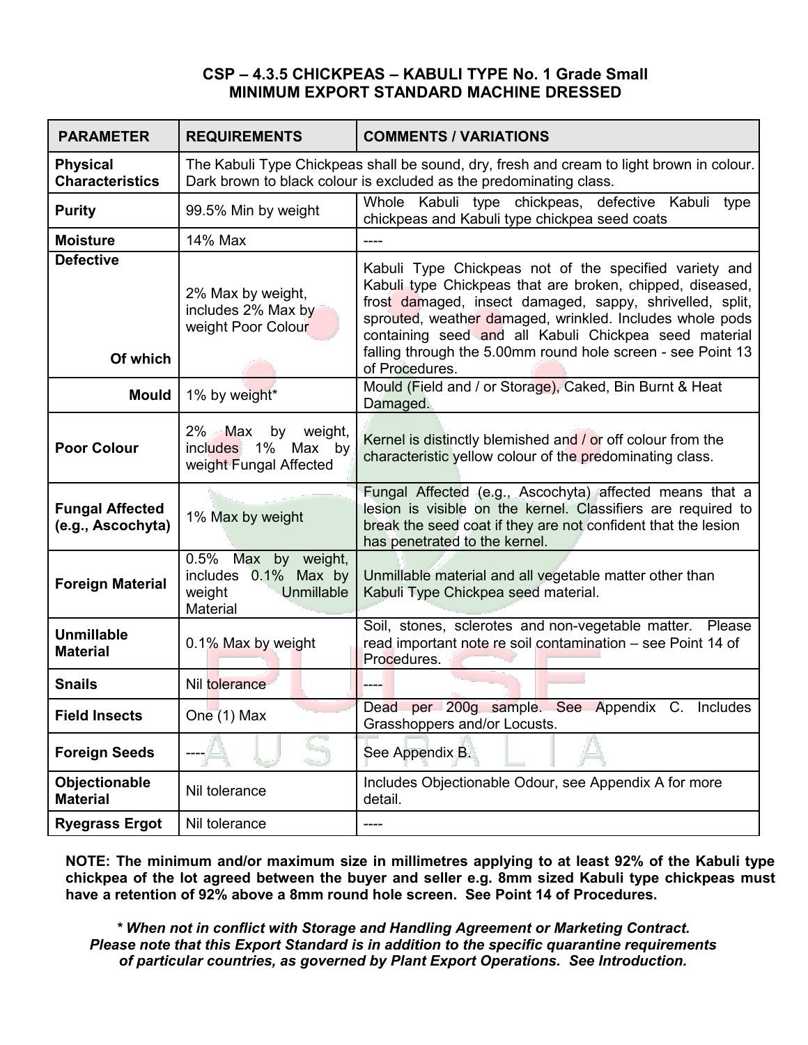**CSP – 4.3.5 CHICKPEAS – KABULI TYPE No. 1 Grade Small**
**MINIMUM EXPORT STANDARD MACHINE DRESSED**

| PARAMETER | REQUIREMENTS | COMMENTS / VARIATIONS |
|---|---|---|
| **Physical Characteristics** | The Kabuli Type Chickpeas shall be sound, dry, fresh and cream to light brown in colour. Dark brown to black colour is excluded as the predominating class. | |
| **Purity** | 99.5% Min by weight | Whole Kabuli type chickpeas, defective Kabuli type chickpeas and Kabuli type chickpea seed coats |
| **Moisture** | 14% Max | ---- |
| **Defective** <br><br> **Of which** | 2% Max by weight, includes 2% Max by weight Poor Colour | Kabuli Type Chickpeas not of the specified variety and Kabuli type Chickpeas that are broken, chipped, diseased, frost damaged, insect damaged, sappy, shrivelled, split, sprouted, weather damaged, wrinkled. Includes whole pods containing seed and all Kabuli Chickpea seed material falling through the 5.00mm round hole screen - see Point 13 of Procedures. |
| **Mould** | 1% by weight* | Mould (Field and / or Storage), Caked, Bin Burnt & Heat Damaged. |
| **Poor Colour** | 2% Max by weight, includes 1% Max by weight Fungal Affected | Kernel is distinctly blemished and / or off colour from the characteristic yellow colour of the predominating class. |
| **Fungal Affected (e.g., Ascochyta)** | 1% Max by weight | Fungal Affected (e.g., Ascochyta) affected means that a lesion is visible on the kernel. Classifiers are required to break the seed coat if they are not confident that the lesion has penetrated to the kernel. |
| **Foreign Material** | 0.5% Max by weight, includes 0.1% Max by weight Unmillable Material | Unmillable material and all vegetable matter other than Kabuli Type Chickpea seed material. |
| **Unmillable Material** | 0.1% Max by weight | Soil, stones, sclerotes and non-vegetable matter. Please read important note re soil contamination – see Point 14 of Procedures. |
| **Snails** | Nil tolerance | ---- |
| **Field Insects** | One (1) Max | Dead per 200g sample. See Appendix C. Includes Grasshoppers and/or Locusts. |
| **Foreign Seeds** | ---- | See Appendix B. |
| **Objectionable Material** | Nil tolerance | Includes Objectionable Odour, see Appendix A for more detail. |
| **Ryegrass Ergot** | Nil tolerance | ---- |

**NOTE: The minimum and/or maximum size in millimetres applying to at least 92% of the Kabuli type chickpea of the lot agreed between the buyer and seller e.g. 8mm sized Kabuli type chickpeas must have a retention of 92% above a 8mm round hole screen. See Point 14 of Procedures.**

***\* When not in conflict with Storage and Handling Agreement or Marketing Contract.***
***Please note that this Export Standard is in addition to the specific quarantine requirements of particular countries, as governed by Plant Export Operations. See Introduction.***